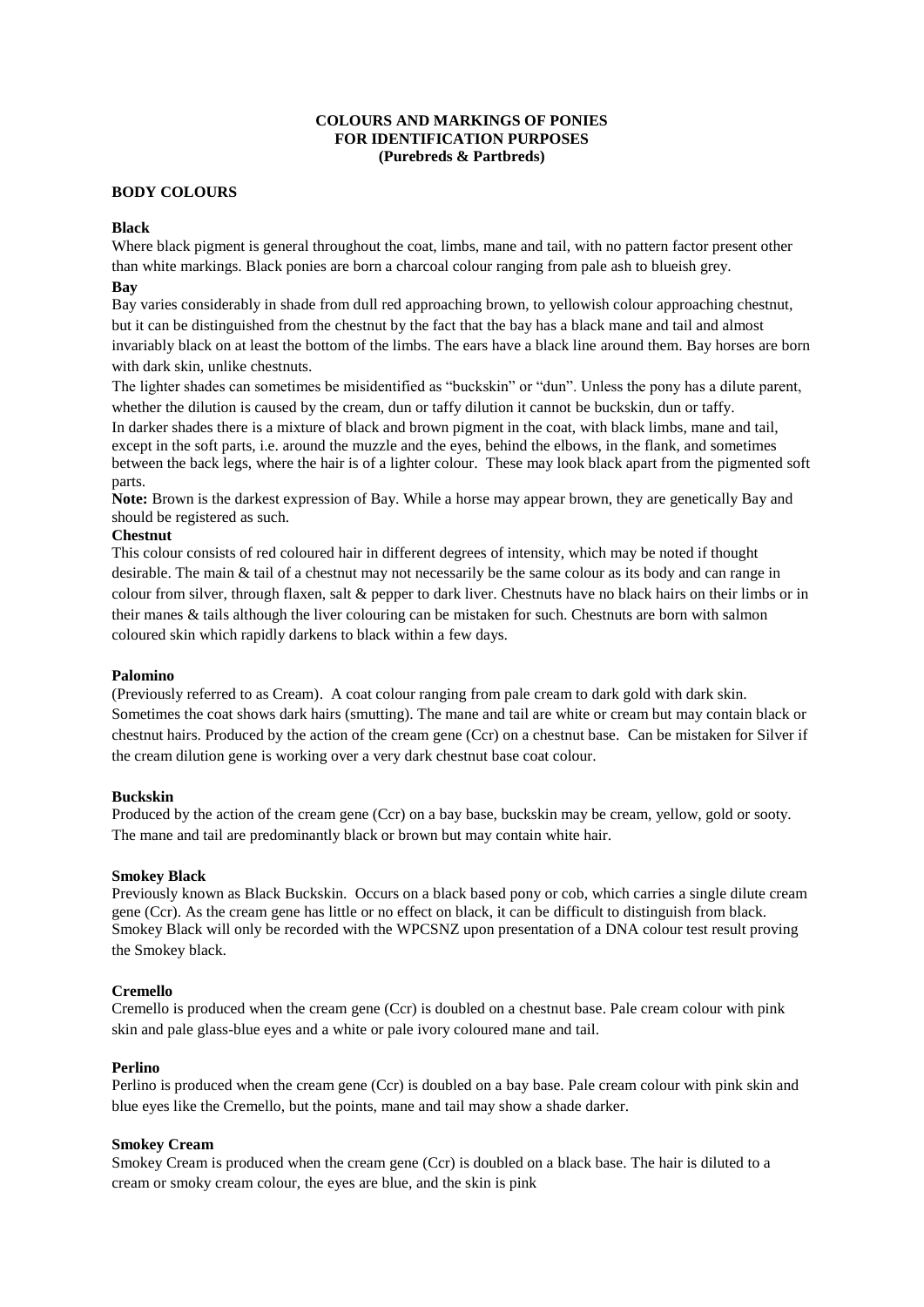# COLOURS AND MARKINGS OF PONIES FOR IDENTIFICATION PURPOSES (Purebreds & Partbreds)

## BODY COLOURS

### Black

Where black pigment is general throughout the coat, limbs, mane and tail, with no pattern factor present other than white markings. Black ponies are born a charcoal colour ranging from pale ash to blueish grey.

### Bay

Bay varies considerably in shade from dull red approaching brown, to yellowish colour approaching chestnut, but it can be distinguished from the chestnut by the fact that the bay has a black mane and tail and almost invariably black on at least the bottom of the limbs. The ears have a black line around them. Bay horses are born with dark skin, unlike chestnuts.

The lighter shades can sometimes be misidentified as "buckskin" or "dun". Unless the pony has a dilute parent, whether the dilution is caused by the cream, dun or taffy dilution it cannot be buckskin, dun or taffy.

In darker shades there is a mixture of black and brown pigment in the coat, with black limbs, mane and tail, except in the soft parts, i.e. around the muzzle and the eyes, behind the elbows, in the flank, and sometimes between the back legs, where the hair is of a lighter colour. These may look black apart from the pigmented soft parts.

**Note:** Brown is the darkest expression of Bay. While a horse may appear brown, they are genetically Bay and should be registered as such.

### Chestnut

This colour consists of red coloured hair in different degrees of intensity, which may be noted if thought desirable. The main & tail of a chestnut may not necessarily be the same colour as its body and can range in colour from silver, through flaxen, salt & pepper to dark liver. Chestnuts have no black hairs on their limbs or in their manes & tails although the liver colouring can be mistaken for such. Chestnuts are born with salmon coloured skin which rapidly darkens to black within a few days.

### Palomino

(Previously referred to as Cream). A coat colour ranging from pale cream to dark gold with dark skin. Sometimes the coat shows dark hairs (smutting). The mane and tail are white or cream but may contain black or chestnut hairs. Produced by the action of the cream gene (Ccr) on a chestnut base. Can be mistaken for Silver if the cream dilution gene is working over a very dark chestnut base coat colour.

### Buckskin

Produced by the action of the cream gene (Ccr) on a bay base, buckskin may be cream, yellow, gold or sooty. The mane and tail are predominantly black or brown but may contain white hair.

### Smokey Black

Previously known as Black Buckskin. Occurs on a black based pony or cob, which carries a single dilute cream gene (Ccr). As the cream gene has little or no effect on black, it can be difficult to distinguish from black. Smokey Black will only be recorded with the WPCSNZ upon presentation of a DNA colour test result proving the Smokey black.

### Cremello

Cremello is produced when the cream gene (Ccr) is doubled on a chestnut base. Pale cream colour with pink skin and pale glass-blue eyes and a white or pale ivory coloured mane and tail.

### Perlino

Perlino is produced when the cream gene (Ccr) is doubled on a bay base. Pale cream colour with pink skin and blue eyes like the Cremello, but the points, mane and tail may show a shade darker.

### Smokey Cream

Smokey Cream is produced when the cream gene (Ccr) is doubled on a black base. The hair is diluted to a cream or smoky cream colour, the eyes are blue, and the skin is pink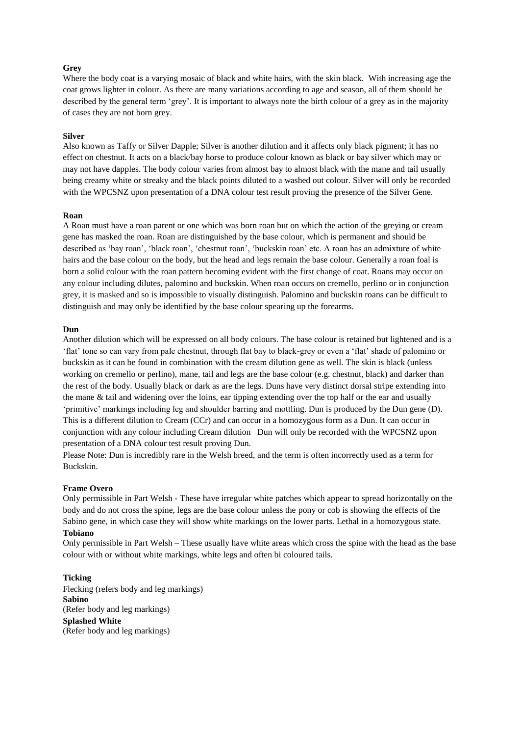**Grey**
Where the body coat is a varying mosaic of black and white hairs, with the skin black. With increasing age the coat grows lighter in colour. As there are many variations according to age and season, all of them should be described by the general term 'grey'. It is important to always note the birth colour of a grey as in the majority of cases they are not born grey.

**Silver**
Also known as Taffy or Silver Dapple; Silver is another dilution and it affects only black pigment; it has no effect on chestnut. It acts on a black/bay horse to produce colour known as black or bay silver which may or may not have dapples. The body colour varies from almost bay to almost black with the mane and tail usually being creamy white or streaky and the black points diluted to a washed out colour. Silver will only be recorded with the WPCSNZ upon presentation of a DNA colour test result proving the presence of the Silver Gene.

**Roan**
A Roan must have a roan parent or one which was born roan but on which the action of the greying or cream gene has masked the roan. Roan are distinguished by the base colour, which is permanent and should be described as 'bay roan', 'black roan', 'chestnut roan', 'buckskin roan' etc. A roan has an admixture of white hairs and the base colour on the body, but the head and legs remain the base colour. Generally a roan foal is born a solid colour with the roan pattern becoming evident with the first change of coat. Roans may occur on any colour including dilutes, palomino and buckskin. When roan occurs on cremello, perlino or in conjunction grey, it is masked and so is impossible to visually distinguish. Palomino and buckskin roans can be difficult to distinguish and may only be identified by the base colour spearing up the forearms.

**Dun**
Another dilution which will be expressed on all body colours. The base colour is retained but lightened and is a 'flat' tone so can vary from pale chestnut, through flat bay to black-grey or even a 'flat' shade of palomino or buckskin as it can be found in combination with the cream dilution gene as well. The skin is black (unless working on cremello or perlino), mane, tail and legs are the base colour (e.g. chestnut, black) and darker than the rest of the body. Usually black or dark as are the legs. Duns have very distinct dorsal stripe extending into the mane & tail and widening over the loins, ear tipping extending over the top half or the ear and usually 'primitive' markings including leg and shoulder barring and mottling. Dun is produced by the Dun gene (D). This is a different dilution to Cream (CCr) and can occur in a homozygous form as a Dun. It can occur in conjunction with any colour including Cream dilution Dun will only be recorded with the WPCSNZ upon presentation of a DNA colour test result proving Dun.
Please Note: Dun is incredibly rare in the Welsh breed, and the term is often incorrectly used as a term for Buckskin.

**Frame Overo**
Only permissible in Part Welsh - These have irregular white patches which appear to spread horizontally on the body and do not cross the spine, legs are the base colour unless the pony or cob is showing the effects of the Sabino gene, in which case they will show white markings on the lower parts. Lethal in a homozygous state.

**Tobiano**
Only permissible in Part Welsh – These usually have white areas which cross the spine with the head as the base colour with or without white markings, white legs and often bi coloured tails.

**Ticking**
Flecking (refers body and leg markings)

**Sabino**
(Refer body and leg markings)

**Splashed White**
(Refer body and leg markings)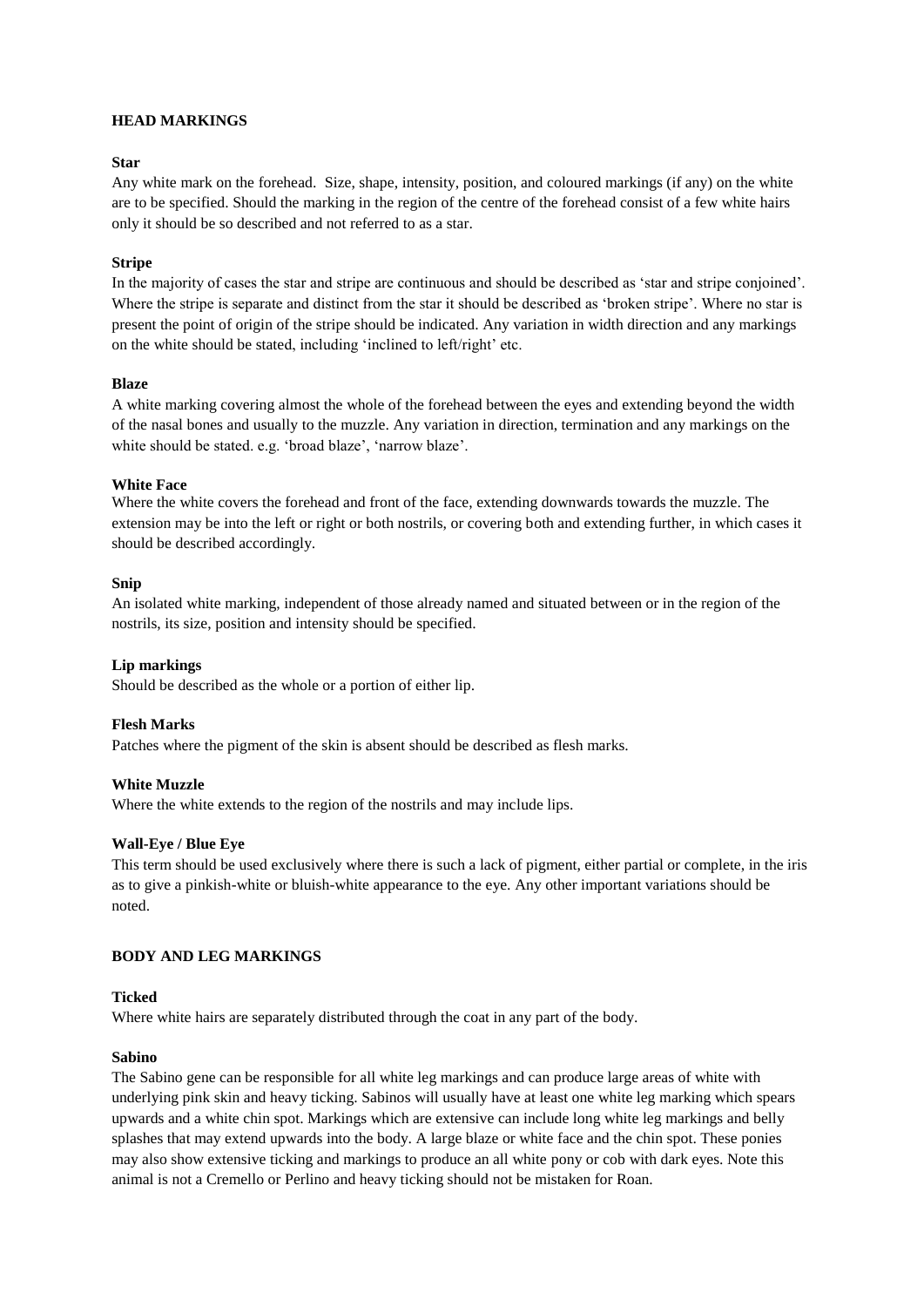## HEAD MARKINGS

### Star

Any white mark on the forehead. Size, shape, intensity, position, and coloured markings (if any) on the white are to be specified. Should the marking in the region of the centre of the forehead consist of a few white hairs only it should be so described and not referred to as a star.

### Stripe

In the majority of cases the star and stripe are continuous and should be described as 'star and stripe conjoined'. Where the stripe is separate and distinct from the star it should be described as 'broken stripe'. Where no star is present the point of origin of the stripe should be indicated. Any variation in width direction and any markings on the white should be stated, including 'inclined to left/right' etc.

### Blaze

A white marking covering almost the whole of the forehead between the eyes and extending beyond the width of the nasal bones and usually to the muzzle. Any variation in direction, termination and any markings on the white should be stated. e.g. 'broad blaze', 'narrow blaze'.

### White Face

Where the white covers the forehead and front of the face, extending downwards towards the muzzle. The extension may be into the left or right or both nostrils, or covering both and extending further, in which cases it should be described accordingly.

### Snip

An isolated white marking, independent of those already named and situated between or in the region of the nostrils, its size, position and intensity should be specified.

### Lip markings

Should be described as the whole or a portion of either lip.

### Flesh Marks

Patches where the pigment of the skin is absent should be described as flesh marks.

### White Muzzle

Where the white extends to the region of the nostrils and may include lips.

### Wall-Eye / Blue Eye

This term should be used exclusively where there is such a lack of pigment, either partial or complete, in the iris as to give a pinkish-white or bluish-white appearance to the eye. Any other important variations should be noted.

## BODY AND LEG MARKINGS

### Ticked

Where white hairs are separately distributed through the coat in any part of the body.

### Sabino

The Sabino gene can be responsible for all white leg markings and can produce large areas of white with underlying pink skin and heavy ticking. Sabinos will usually have at least one white leg marking which spears upwards and a white chin spot. Markings which are extensive can include long white leg markings and belly splashes that may extend upwards into the body. A large blaze or white face and the chin spot. These ponies may also show extensive ticking and markings to produce an all white pony or cob with dark eyes. Note this animal is not a Cremello or Perlino and heavy ticking should not be mistaken for Roan.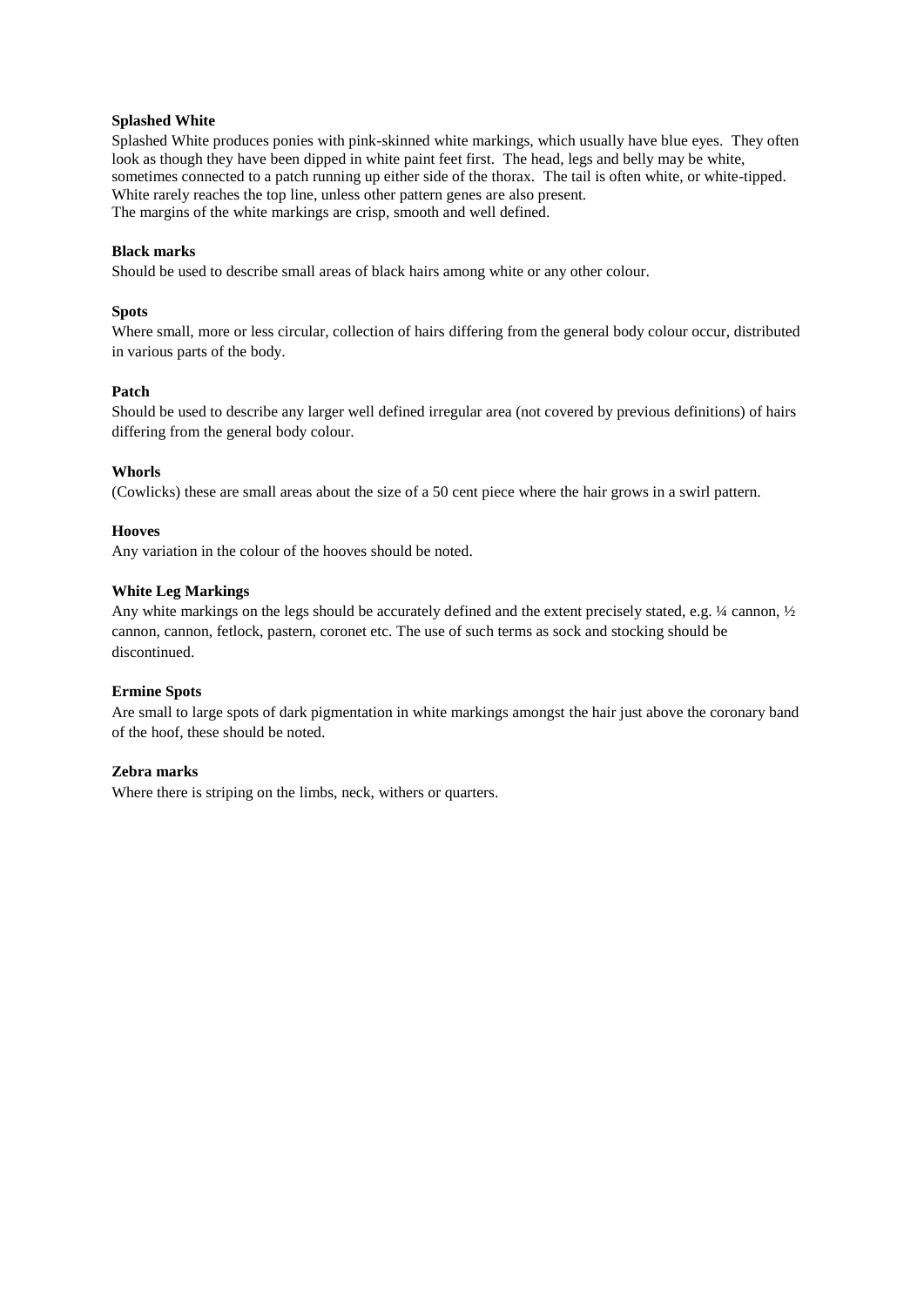**Splashed White**

Splashed White produces ponies with pink-skinned white markings, which usually have blue eyes. They often look as though they have been dipped in white paint feet first. The head, legs and belly may be white, sometimes connected to a patch running up either side of the thorax. The tail is often white, or white-tipped. White rarely reaches the top line, unless other pattern genes are also present.
The margins of the white markings are crisp, smooth and well defined.

**Black marks**

Should be used to describe small areas of black hairs among white or any other colour.

**Spots**

Where small, more or less circular, collection of hairs differing from the general body colour occur, distributed in various parts of the body.

**Patch**

Should be used to describe any larger well defined irregular area (not covered by previous definitions) of hairs differing from the general body colour.

**Whorls**

(Cowlicks) these are small areas about the size of a 50 cent piece where the hair grows in a swirl pattern.

**Hooves**

Any variation in the colour of the hooves should be noted.

**White Leg Markings**

Any white markings on the legs should be accurately defined and the extent precisely stated, e.g. ¼ cannon, ½ cannon, cannon, fetlock, pastern, coronet etc. The use of such terms as sock and stocking should be discontinued.

**Ermine Spots**

Are small to large spots of dark pigmentation in white markings amongst the hair just above the coronary band of the hoof, these should be noted.

**Zebra marks**

Where there is striping on the limbs, neck, withers or quarters.